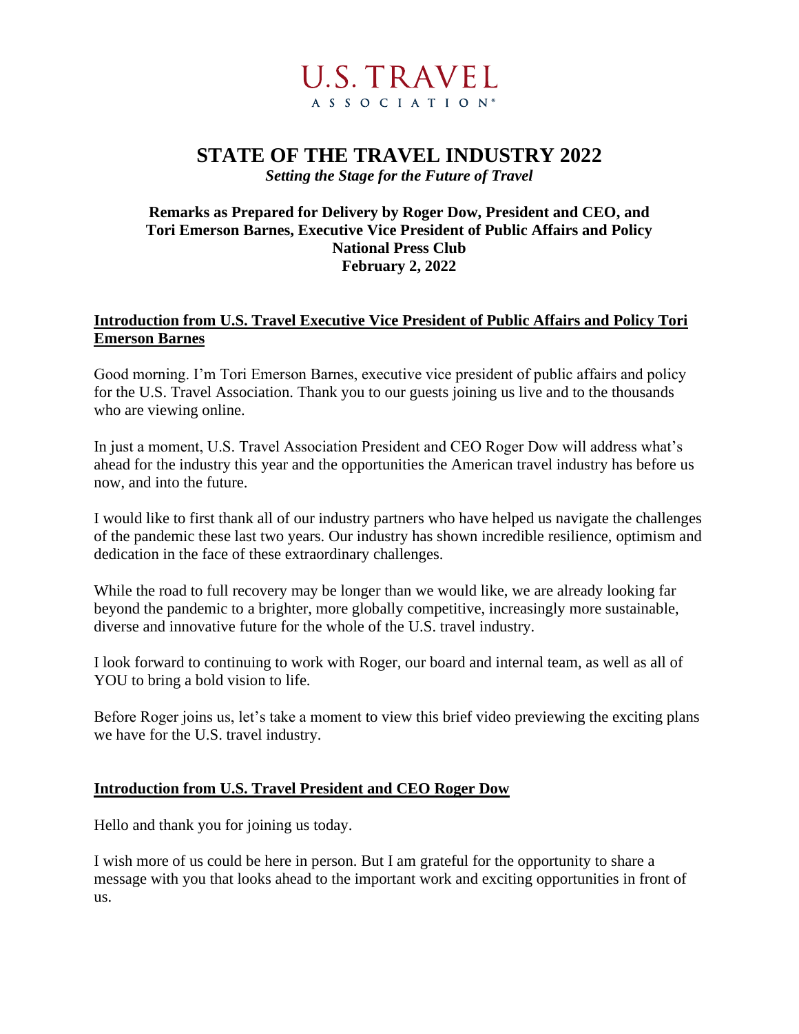U.S. TRAVEL
ASSOCIATION®

# STATE OF THE TRAVEL INDUSTRY 2022

*Setting the Stage for the Future of Travel*

**Remarks as Prepared for Delivery by Roger Dow, President and CEO, and Tori Emerson Barnes, Executive Vice President of Public Affairs and Policy**
**National Press Club**
**February 2, 2022**

## Introduction from U.S. Travel Executive Vice President of Public Affairs and Policy Tori Emerson Barnes

Good morning. I'm Tori Emerson Barnes, executive vice president of public affairs and policy for the U.S. Travel Association. Thank you to our guests joining us live and to the thousands who are viewing online.

In just a moment, U.S. Travel Association President and CEO Roger Dow will address what's ahead for the industry this year and the opportunities the American travel industry has before us now, and into the future.

I would like to first thank all of our industry partners who have helped us navigate the challenges of the pandemic these last two years. Our industry has shown incredible resilience, optimism and dedication in the face of these extraordinary challenges.

While the road to full recovery may be longer than we would like, we are already looking far beyond the pandemic to a brighter, more globally competitive, increasingly more sustainable, diverse and innovative future for the whole of the U.S. travel industry.

I look forward to continuing to work with Roger, our board and internal team, as well as all of YOU to bring a bold vision to life.

Before Roger joins us, let's take a moment to view this brief video previewing the exciting plans we have for the U.S. travel industry.

## Introduction from U.S. Travel President and CEO Roger Dow

Hello and thank you for joining us today.

I wish more of us could be here in person. But I am grateful for the opportunity to share a message with you that looks ahead to the important work and exciting opportunities in front of us.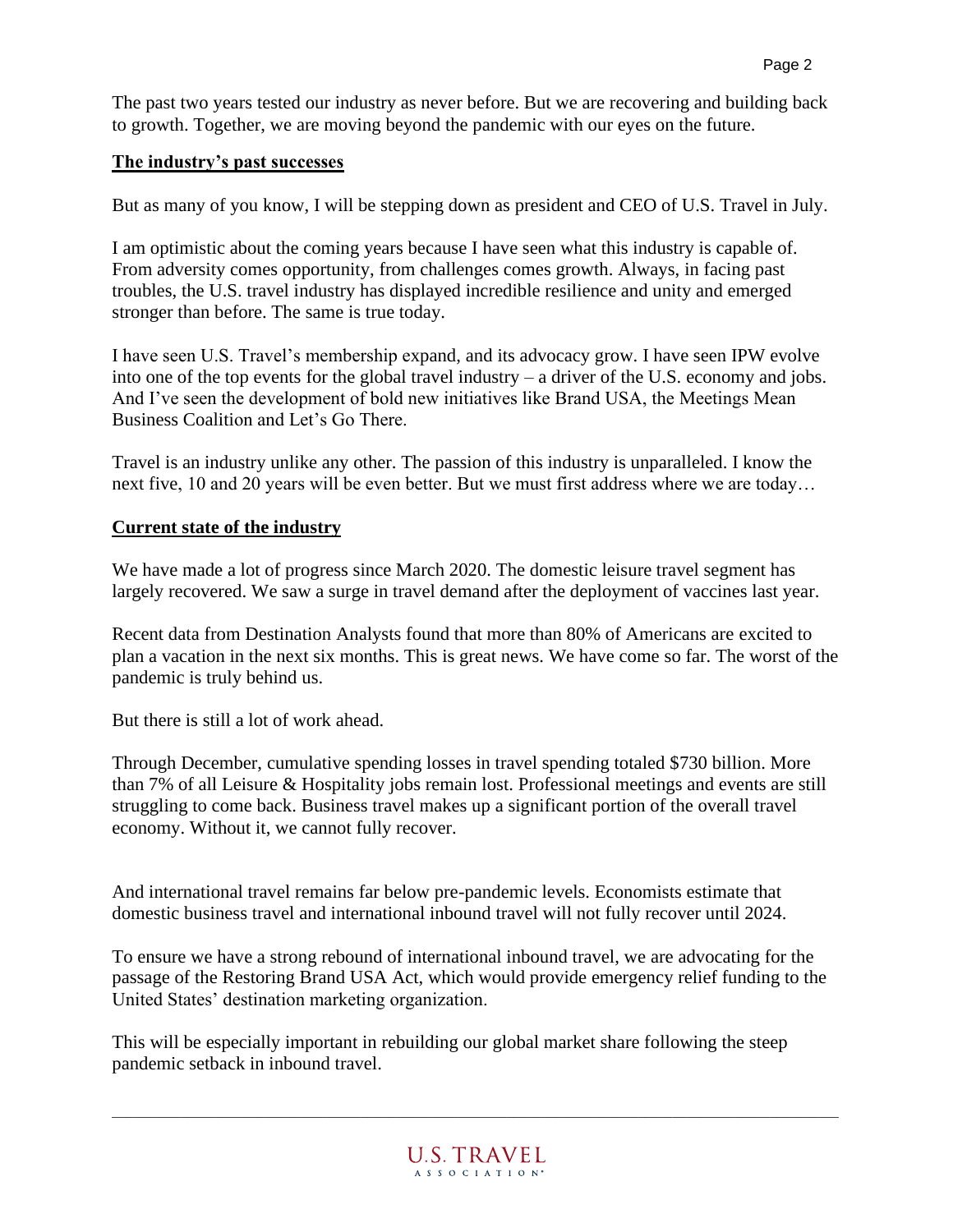The past two years tested our industry as never before. But we are recovering and building back to growth. Together, we are moving beyond the pandemic with our eyes on the future.

## The industry's past successes

But as many of you know, I will be stepping down as president and CEO of U.S. Travel in July.

I am optimistic about the coming years because I have seen what this industry is capable of. From adversity comes opportunity, from challenges comes growth. Always, in facing past troubles, the U.S. travel industry has displayed incredible resilience and unity and emerged stronger than before. The same is true today.

I have seen U.S. Travel's membership expand, and its advocacy grow. I have seen IPW evolve into one of the top events for the global travel industry – a driver of the U.S. economy and jobs. And I've seen the development of bold new initiatives like Brand USA, the Meetings Mean Business Coalition and Let's Go There.

Travel is an industry unlike any other. The passion of this industry is unparalleled. I know the next five, 10 and 20 years will be even better. But we must first address where we are today…

## Current state of the industry

We have made a lot of progress since March 2020. The domestic leisure travel segment has largely recovered. We saw a surge in travel demand after the deployment of vaccines last year.

Recent data from Destination Analysts found that more than 80% of Americans are excited to plan a vacation in the next six months. This is great news. We have come so far. The worst of the pandemic is truly behind us.

But there is still a lot of work ahead.

Through December, cumulative spending losses in travel spending totaled $730 billion. More than 7% of all Leisure & Hospitality jobs remain lost. Professional meetings and events are still struggling to come back. Business travel makes up a significant portion of the overall travel economy. Without it, we cannot fully recover.

And international travel remains far below pre-pandemic levels. Economists estimate that domestic business travel and international inbound travel will not fully recover until 2024.

To ensure we have a strong rebound of international inbound travel, we are advocating for the passage of the Restoring Brand USA Act, which would provide emergency relief funding to the United States' destination marketing organization.

This will be especially important in rebuilding our global market share following the steep pandemic setback in inbound travel.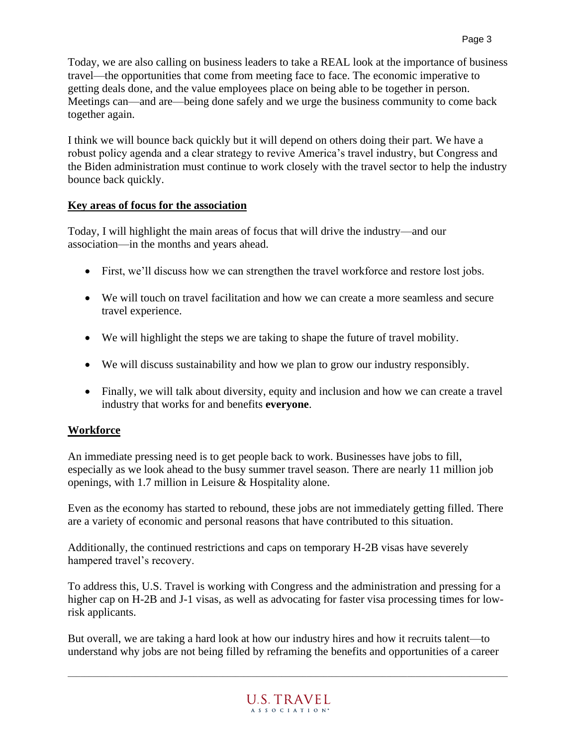Today, we are also calling on business leaders to take a REAL look at the importance of business travel—the opportunities that come from meeting face to face. The economic imperative to getting deals done, and the value employees place on being able to be together in person. Meetings can—and are—being done safely and we urge the business community to come back together again.

I think we will bounce back quickly but it will depend on others doing their part. We have a robust policy agenda and a clear strategy to revive America's travel industry, but Congress and the Biden administration must continue to work closely with the travel sector to help the industry bounce back quickly.

## Key areas of focus for the association

Today, I will highlight the main areas of focus that will drive the industry—and our association—in the months and years ahead.

- First, we'll discuss how we can strengthen the travel workforce and restore lost jobs.
- We will touch on travel facilitation and how we can create a more seamless and secure travel experience.
- We will highlight the steps we are taking to shape the future of travel mobility.
- We will discuss sustainability and how we plan to grow our industry responsibly.
- Finally, we will talk about diversity, equity and inclusion and how we can create a travel industry that works for and benefits **everyone**.

## Workforce

An immediate pressing need is to get people back to work. Businesses have jobs to fill, especially as we look ahead to the busy summer travel season. There are nearly 11 million job openings, with 1.7 million in Leisure & Hospitality alone.

Even as the economy has started to rebound, these jobs are not immediately getting filled. There are a variety of economic and personal reasons that have contributed to this situation.

Additionally, the continued restrictions and caps on temporary H-2B visas have severely hampered travel's recovery.

To address this, U.S. Travel is working with Congress and the administration and pressing for a higher cap on H-2B and J-1 visas, as well as advocating for faster visa processing times for low-risk applicants.

But overall, we are taking a hard look at how our industry hires and how it recruits talent—to understand why jobs are not being filled by reframing the benefits and opportunities of a career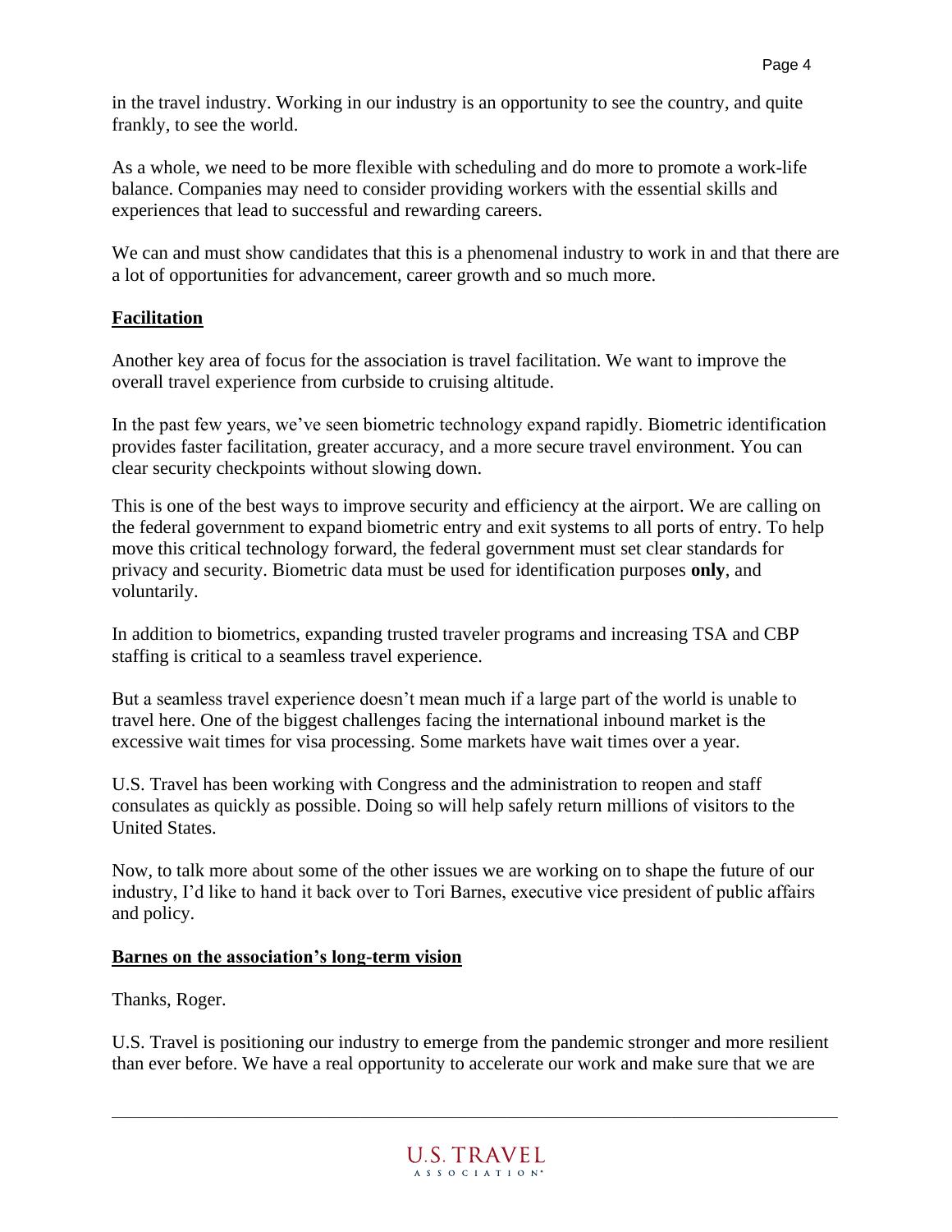in the travel industry. Working in our industry is an opportunity to see the country, and quite frankly, to see the world.

As a whole, we need to be more flexible with scheduling and do more to promote a work-life balance. Companies may need to consider providing workers with the essential skills and experiences that lead to successful and rewarding careers.

We can and must show candidates that this is a phenomenal industry to work in and that there are a lot of opportunities for advancement, career growth and so much more.

## Facilitation

Another key area of focus for the association is travel facilitation. We want to improve the overall travel experience from curbside to cruising altitude.

In the past few years, we've seen biometric technology expand rapidly. Biometric identification provides faster facilitation, greater accuracy, and a more secure travel environment. You can clear security checkpoints without slowing down.

This is one of the best ways to improve security and efficiency at the airport. We are calling on the federal government to expand biometric entry and exit systems to all ports of entry. To help move this critical technology forward, the federal government must set clear standards for privacy and security. Biometric data must be used for identification purposes **only**, and voluntarily.

In addition to biometrics, expanding trusted traveler programs and increasing TSA and CBP staffing is critical to a seamless travel experience.

But a seamless travel experience doesn't mean much if a large part of the world is unable to travel here. One of the biggest challenges facing the international inbound market is the excessive wait times for visa processing. Some markets have wait times over a year.

U.S. Travel has been working with Congress and the administration to reopen and staff consulates as quickly as possible. Doing so will help safely return millions of visitors to the United States.

Now, to talk more about some of the other issues we are working on to shape the future of our industry, I'd like to hand it back over to Tori Barnes, executive vice president of public affairs and policy.

## Barnes on the association's long-term vision

Thanks, Roger.

U.S. Travel is positioning our industry to emerge from the pandemic stronger and more resilient than ever before. We have a real opportunity to accelerate our work and make sure that we are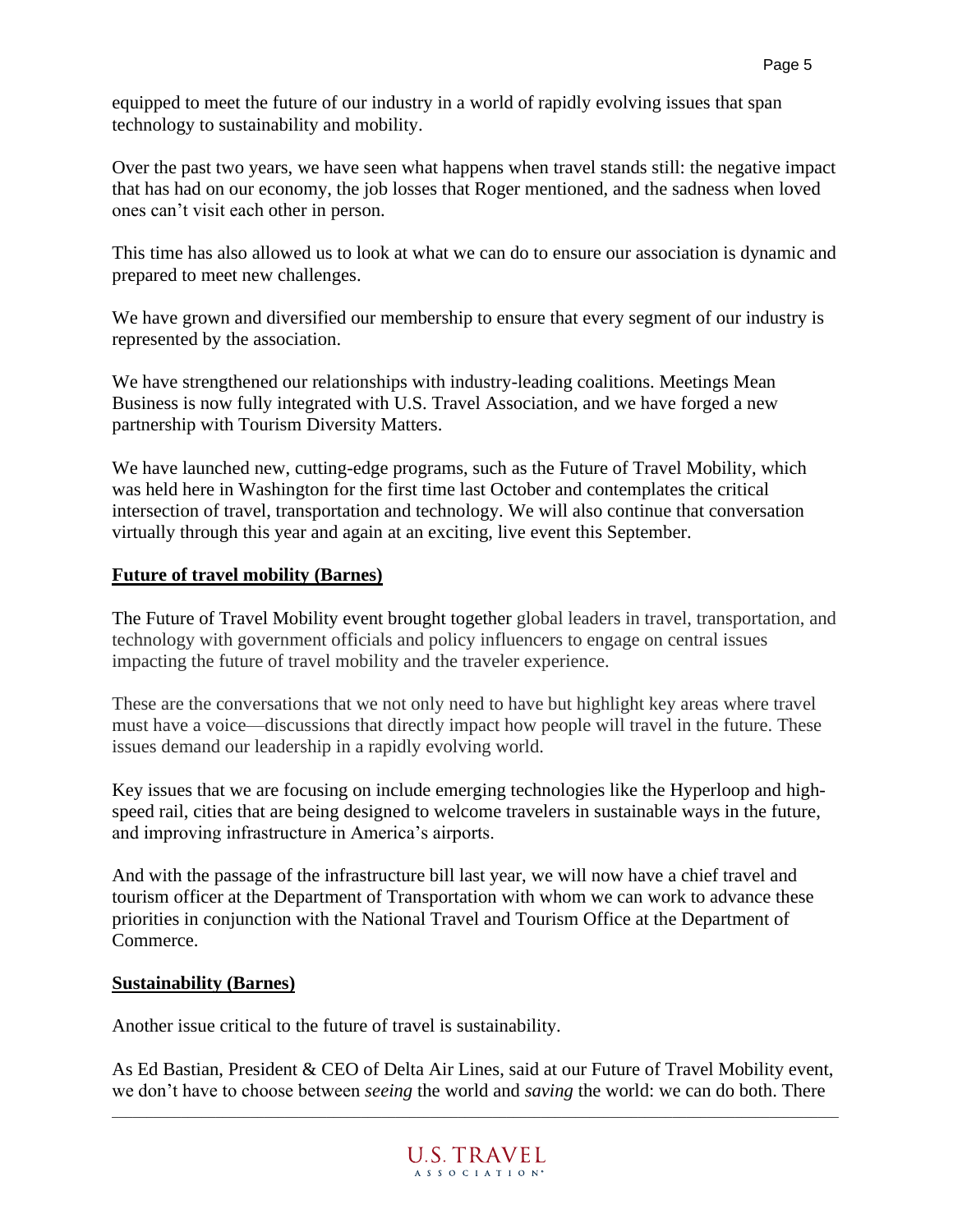equipped to meet the future of our industry in a world of rapidly evolving issues that span technology to sustainability and mobility.

Over the past two years, we have seen what happens when travel stands still: the negative impact that has had on our economy, the job losses that Roger mentioned, and the sadness when loved ones can't visit each other in person.

This time has also allowed us to look at what we can do to ensure our association is dynamic and prepared to meet new challenges.

We have grown and diversified our membership to ensure that every segment of our industry is represented by the association.

We have strengthened our relationships with industry-leading coalitions. Meetings Mean Business is now fully integrated with U.S. Travel Association, and we have forged a new partnership with Tourism Diversity Matters.

We have launched new, cutting-edge programs, such as the Future of Travel Mobility, which was held here in Washington for the first time last October and contemplates the critical intersection of travel, transportation and technology. We will also continue that conversation virtually through this year and again at an exciting, live event this September.

**Future of travel mobility (Barnes)**

The Future of Travel Mobility event brought together global leaders in travel, transportation, and technology with government officials and policy influencers to engage on central issues impacting the future of travel mobility and the traveler experience.

These are the conversations that we not only need to have but highlight key areas where travel must have a voice—discussions that directly impact how people will travel in the future. These issues demand our leadership in a rapidly evolving world.

Key issues that we are focusing on include emerging technologies like the Hyperloop and high-speed rail, cities that are being designed to welcome travelers in sustainable ways in the future, and improving infrastructure in America's airports.

And with the passage of the infrastructure bill last year, we will now have a chief travel and tourism officer at the Department of Transportation with whom we can work to advance these priorities in conjunction with the National Travel and Tourism Office at the Department of Commerce.

**Sustainability (Barnes)**

Another issue critical to the future of travel is sustainability.

As Ed Bastian, President & CEO of Delta Air Lines, said at our Future of Travel Mobility event, we don't have to choose between *seeing* the world and *saving* the world: we can do both. There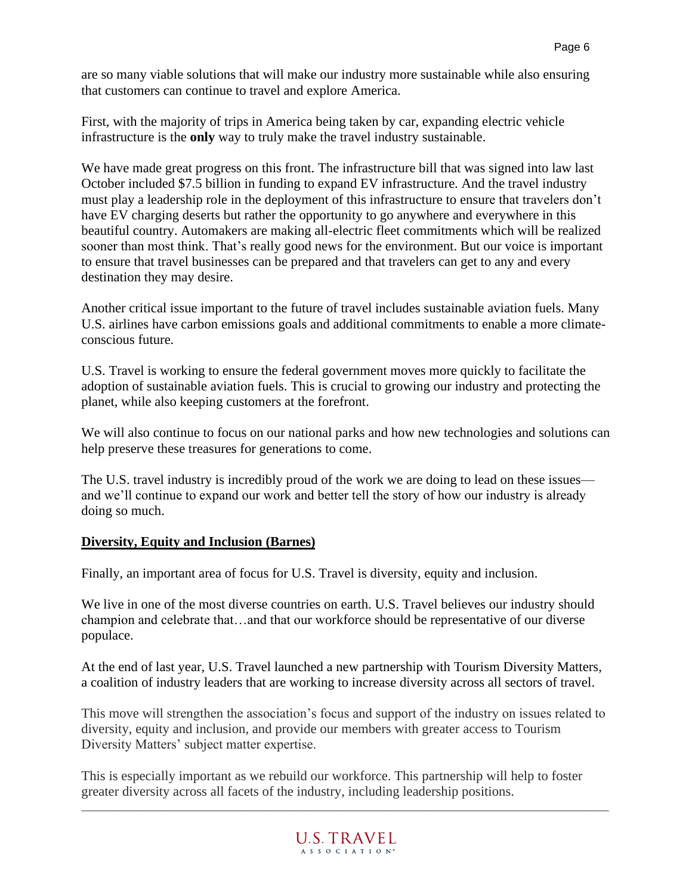are so many viable solutions that will make our industry more sustainable while also ensuring that customers can continue to travel and explore America.

First, with the majority of trips in America being taken by car, expanding electric vehicle infrastructure is the **only** way to truly make the travel industry sustainable.

We have made great progress on this front. The infrastructure bill that was signed into law last October included $7.5 billion in funding to expand EV infrastructure. And the travel industry must play a leadership role in the deployment of this infrastructure to ensure that travelers don't have EV charging deserts but rather the opportunity to go anywhere and everywhere in this beautiful country. Automakers are making all-electric fleet commitments which will be realized sooner than most think. That's really good news for the environment. But our voice is important to ensure that travel businesses can be prepared and that travelers can get to any and every destination they may desire.

Another critical issue important to the future of travel includes sustainable aviation fuels. Many U.S. airlines have carbon emissions goals and additional commitments to enable a more climate-conscious future.

U.S. Travel is working to ensure the federal government moves more quickly to facilitate the adoption of sustainable aviation fuels. This is crucial to growing our industry and protecting the planet, while also keeping customers at the forefront.

We will also continue to focus on our national parks and how new technologies and solutions can help preserve these treasures for generations to come.

The U.S. travel industry is incredibly proud of the work we are doing to lead on these issues—and we'll continue to expand our work and better tell the story of how our industry is already doing so much.

**Diversity, Equity and Inclusion (Barnes)**

Finally, an important area of focus for U.S. Travel is diversity, equity and inclusion.

We live in one of the most diverse countries on earth. U.S. Travel believes our industry should champion and celebrate that…and that our workforce should be representative of our diverse populace.

At the end of last year, U.S. Travel launched a new partnership with Tourism Diversity Matters, a coalition of industry leaders that are working to increase diversity across all sectors of travel.

This move will strengthen the association's focus and support of the industry on issues related to diversity, equity and inclusion, and provide our members with greater access to Tourism Diversity Matters' subject matter expertise.

This is especially important as we rebuild our workforce. This partnership will help to foster greater diversity across all facets of the industry, including leadership positions.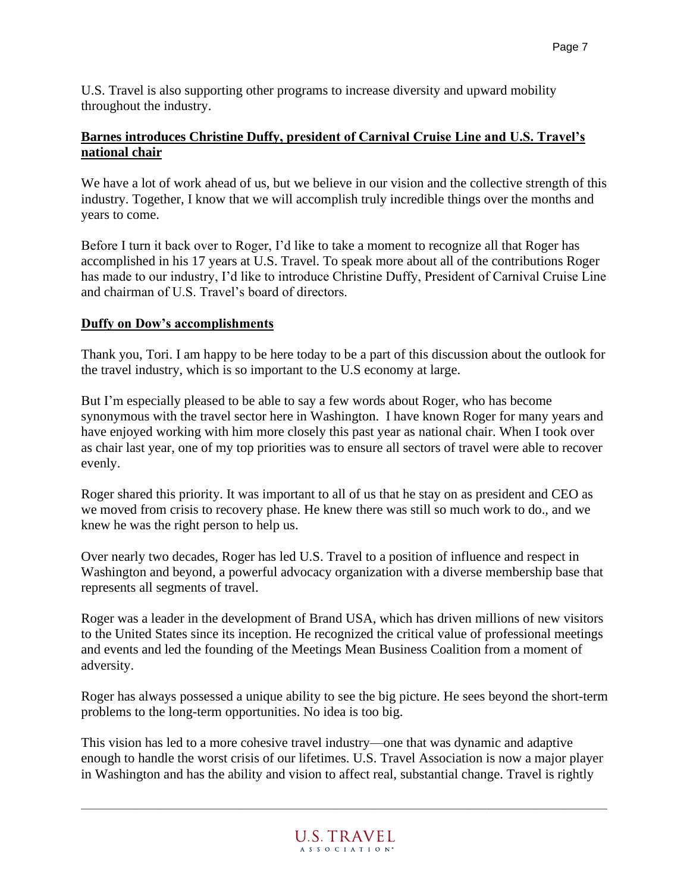U.S. Travel is also supporting other programs to increase diversity and upward mobility throughout the industry.

**Barnes introduces Christine Duffy, president of Carnival Cruise Line and U.S. Travel's national chair**

We have a lot of work ahead of us, but we believe in our vision and the collective strength of this industry. Together, I know that we will accomplish truly incredible things over the months and years to come.

Before I turn it back over to Roger, I'd like to take a moment to recognize all that Roger has accomplished in his 17 years at U.S. Travel. To speak more about all of the contributions Roger has made to our industry, I'd like to introduce Christine Duffy, President of Carnival Cruise Line and chairman of U.S. Travel's board of directors.

**Duffy on Dow's accomplishments**

Thank you, Tori. I am happy to be here today to be a part of this discussion about the outlook for the travel industry, which is so important to the U.S economy at large.

But I'm especially pleased to be able to say a few words about Roger, who has become synonymous with the travel sector here in Washington. I have known Roger for many years and have enjoyed working with him more closely this past year as national chair. When I took over as chair last year, one of my top priorities was to ensure all sectors of travel were able to recover evenly.

Roger shared this priority. It was important to all of us that he stay on as president and CEO as we moved from crisis to recovery phase. He knew there was still so much work to do., and we knew he was the right person to help us.

Over nearly two decades, Roger has led U.S. Travel to a position of influence and respect in Washington and beyond, a powerful advocacy organization with a diverse membership base that represents all segments of travel.

Roger was a leader in the development of Brand USA, which has driven millions of new visitors to the United States since its inception. He recognized the critical value of professional meetings and events and led the founding of the Meetings Mean Business Coalition from a moment of adversity.

Roger has always possessed a unique ability to see the big picture. He sees beyond the short-term problems to the long-term opportunities. No idea is too big.

This vision has led to a more cohesive travel industry—one that was dynamic and adaptive enough to handle the worst crisis of our lifetimes. U.S. Travel Association is now a major player in Washington and has the ability and vision to affect real, substantial change. Travel is rightly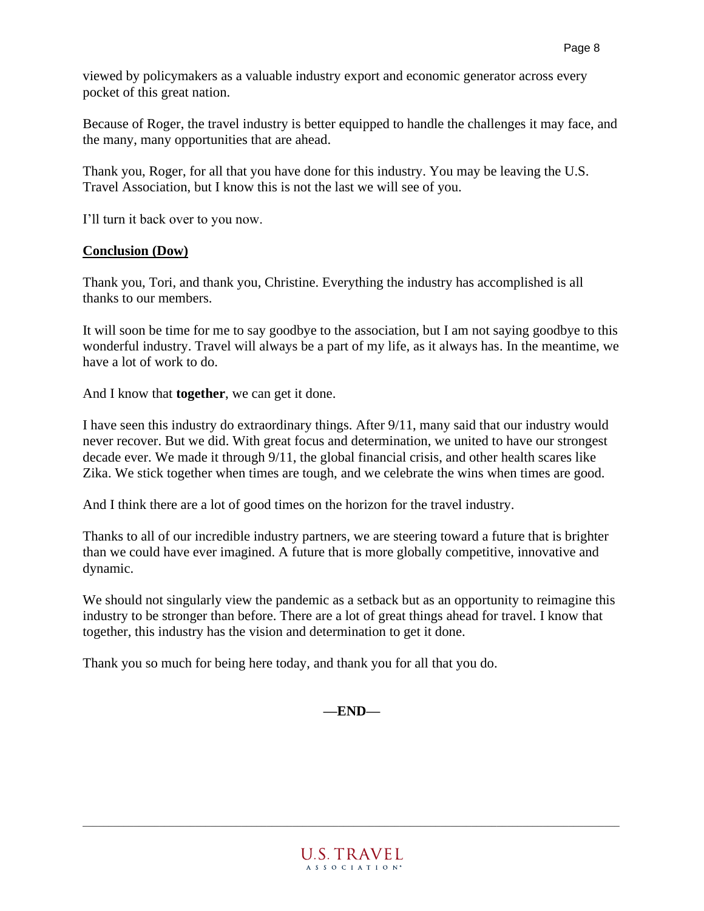viewed by policymakers as a valuable industry export and economic generator across every pocket of this great nation.

Because of Roger, the travel industry is better equipped to handle the challenges it may face, and the many, many opportunities that are ahead.

Thank you, Roger, for all that you have done for this industry. You may be leaving the U.S. Travel Association, but I know this is not the last we will see of you.

I'll turn it back over to you now.

**Conclusion (Dow)**

Thank you, Tori, and thank you, Christine. Everything the industry has accomplished is all thanks to our members.

It will soon be time for me to say goodbye to the association, but I am not saying goodbye to this wonderful industry. Travel will always be a part of my life, as it always has. In the meantime, we have a lot of work to do.

And I know that **together**, we can get it done.

I have seen this industry do extraordinary things. After 9/11, many said that our industry would never recover. But we did. With great focus and determination, we united to have our strongest decade ever. We made it through 9/11, the global financial crisis, and other health scares like Zika. We stick together when times are tough, and we celebrate the wins when times are good.

And I think there are a lot of good times on the horizon for the travel industry.

Thanks to all of our incredible industry partners, we are steering toward a future that is brighter than we could have ever imagined. A future that is more globally competitive, innovative and dynamic.

We should not singularly view the pandemic as a setback but as an opportunity to reimagine this industry to be stronger than before. There are a lot of great things ahead for travel. I know that together, this industry has the vision and determination to get it done.

Thank you so much for being here today, and thank you for all that you do.

**—END—**